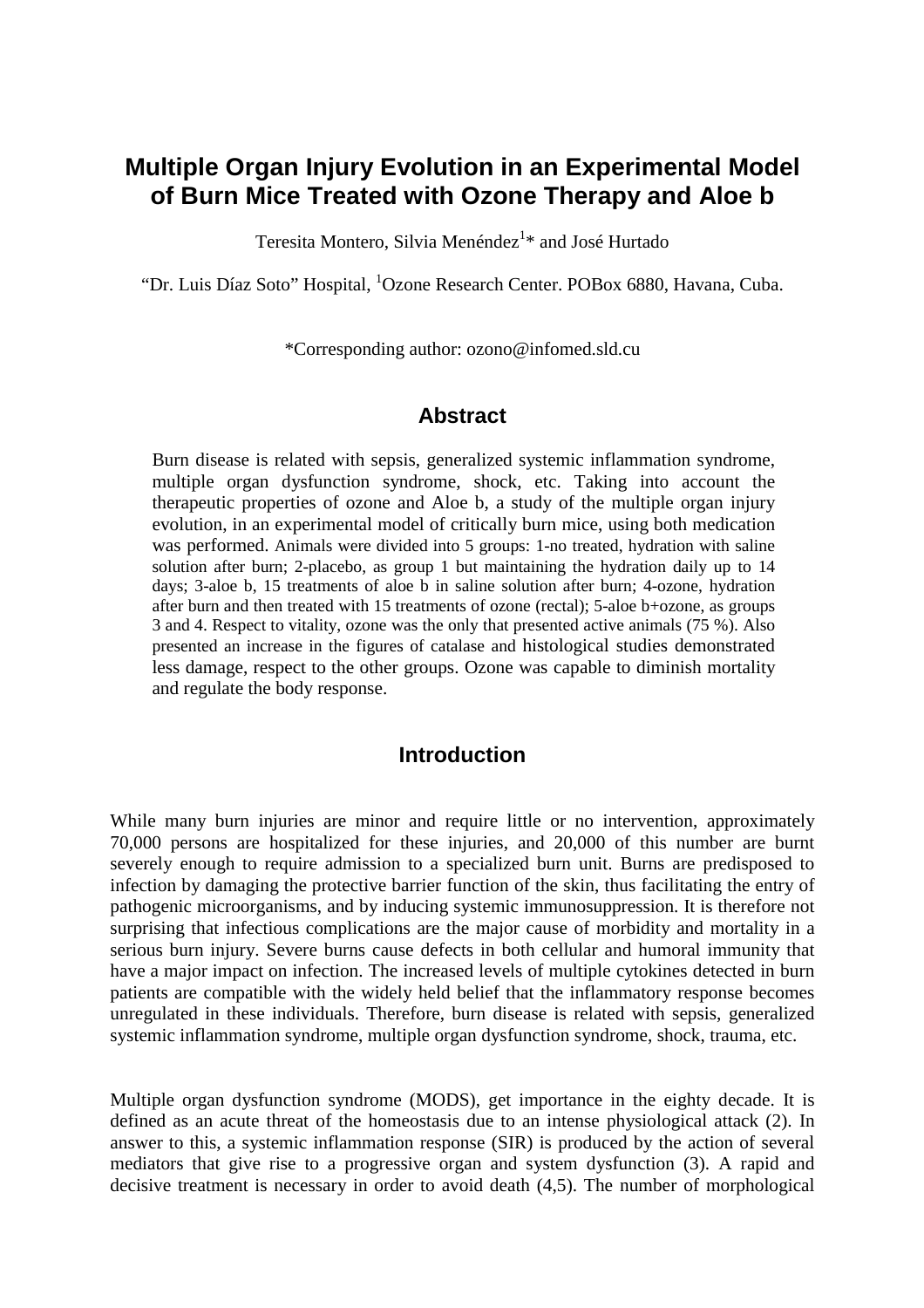# Multiple Organ Injury Evolution in an Experimental Model of Burn Mice Treated with Ozone Therapy and Aloe b

Teresita Montero, Silvia Menéndez[1]* and José Hurtado

"Dr. Luis Díaz Soto" Hospital, [1]Ozone Research Center. POBox 6880, Havana, Cuba.

*Corresponding author: ozono@infomed.sld.cu

## Abstract

Burn disease is related with sepsis, generalized systemic inflammation syndrome, multiple organ dysfunction syndrome, shock, etc. Taking into account the therapeutic properties of ozone and Aloe b, a study of the multiple organ injury evolution, in an experimental model of critically burn mice, using both medication was performed. Animals were divided into 5 groups: 1-no treated, hydration with saline solution after burn; 2-placebo, as group 1 but maintaining the hydration daily up to 14 days; 3-aloe b, 15 treatments of aloe b in saline solution after burn; 4-ozone, hydration after burn and then treated with 15 treatments of ozone (rectal); 5-aloe b+ozone, as groups 3 and 4. Respect to vitality, ozone was the only that presented active animals (75 %). Also presented an increase in the figures of catalase and histological studies demonstrated less damage, respect to the other groups. Ozone was capable to diminish mortality and regulate the body response.

## Introduction

While many burn injuries are minor and require little or no intervention, approximately 70,000 persons are hospitalized for these injuries, and 20,000 of this number are burnt severely enough to require admission to a specialized burn unit. Burns are predisposed to infection by damaging the protective barrier function of the skin, thus facilitating the entry of pathogenic microorganisms, and by inducing systemic immunosuppression. It is therefore not surprising that infectious complications are the major cause of morbidity and mortality in a serious burn injury. Severe burns cause defects in both cellular and humoral immunity that have a major impact on infection. The increased levels of multiple cytokines detected in burn patients are compatible with the widely held belief that the inflammatory response becomes unregulated in these individuals. Therefore, burn disease is related with sepsis, generalized systemic inflammation syndrome, multiple organ dysfunction syndrome, shock, trauma, etc.

Multiple organ dysfunction syndrome (MODS), get importance in the eighty decade. It is defined as an acute threat of the homeostasis due to an intense physiological attack (2). In answer to this, a systemic inflammation response (SIR) is produced by the action of several mediators that give rise to a progressive organ and system dysfunction (3). A rapid and decisive treatment is necessary in order to avoid death (4,5). The number of morphological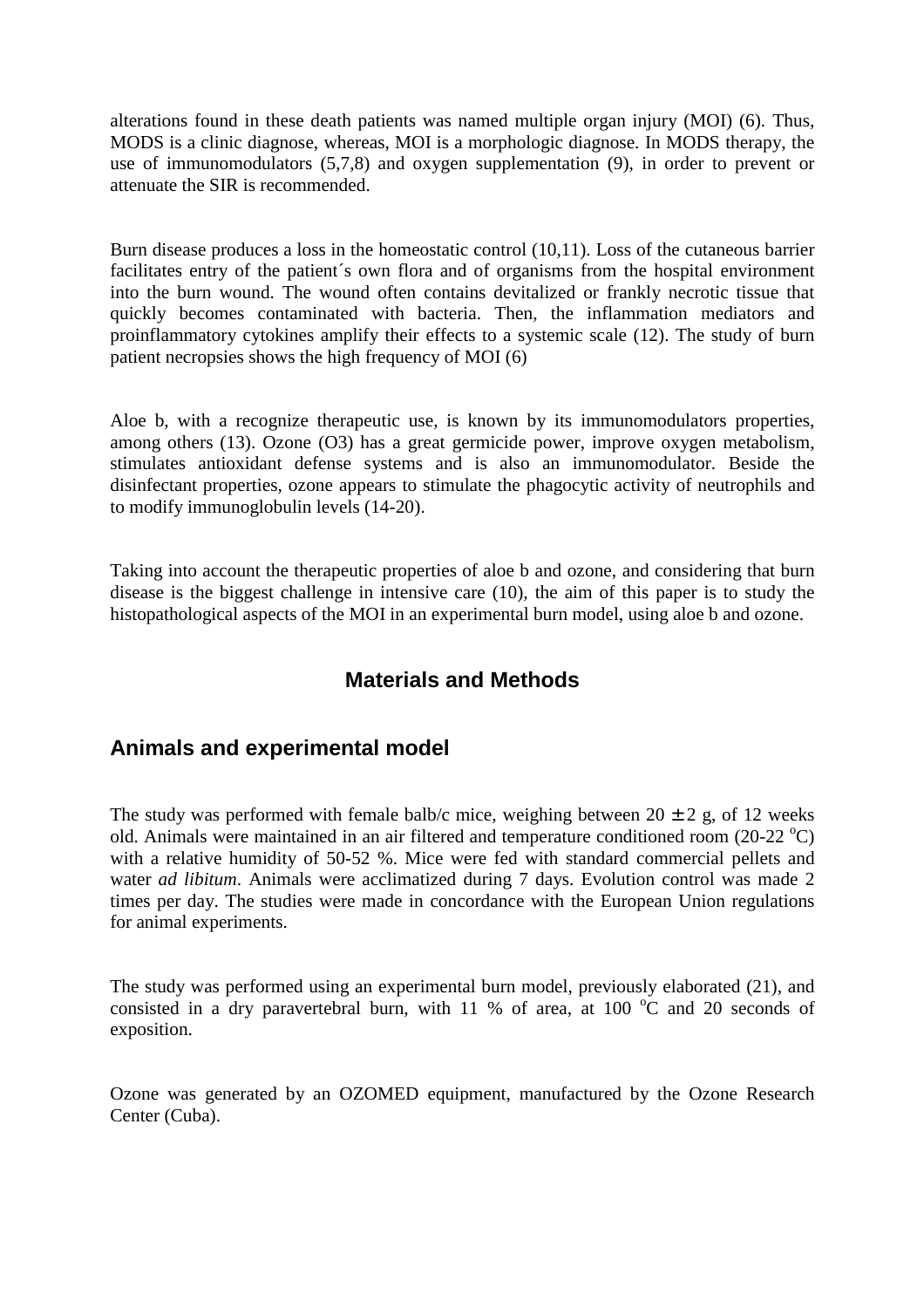alterations found in these death patients was named multiple organ injury (MOI) (6). Thus, MODS is a clinic diagnose, whereas, MOI is a morphologic diagnose. In MODS therapy, the use of immunomodulators (5,7,8) and oxygen supplementation (9), in order to prevent or attenuate the SIR is recommended.

Burn disease produces a loss in the homeostatic control (10,11). Loss of the cutaneous barrier facilitates entry of the patient´s own flora and of organisms from the hospital environment into the burn wound. The wound often contains devitalized or frankly necrotic tissue that quickly becomes contaminated with bacteria. Then, the inflammation mediators and proinflammatory cytokines amplify their effects to a systemic scale (12). The study of burn patient necropsies shows the high frequency of MOI (6)

Aloe b, with a recognize therapeutic use, is known by its immunomodulators properties, among others (13). Ozone ($O_3$) has a great germicide power, improve oxygen metabolism, stimulates antioxidant defense systems and is also an immunomodulator. Beside the disinfectant properties, ozone appears to stimulate the phagocytic activity of neutrophils and to modify immunoglobulin levels (14-20).

Taking into account the therapeutic properties of aloe b and ozone, and considering that burn disease is the biggest challenge in intensive care (10), the aim of this paper is to study the histopathological aspects of the MOI in an experimental burn model, using aloe b and ozone.

## Materials and Methods

### Animals and experimental model

The study was performed with female balb/c mice, weighing between $20 \pm 2$ g, of 12 weeks old. Animals were maintained in an air filtered and temperature conditioned room (20-22 $^{o}$C) with a relative humidity of 50-52 %. Mice were fed with standard commercial pellets and water *ad libitum*. Animals were acclimatized during 7 days. Evolution control was made 2 times per day. The studies were made in concordance with the European Union regulations for animal experiments.

The study was performed using an experimental burn model, previously elaborated (21), and consisted in a dry paravertebral burn, with 11 % of area, at 100 $^{o}$C and 20 seconds of exposition.

Ozone was generated by an OZOMED equipment, manufactured by the Ozone Research Center (Cuba).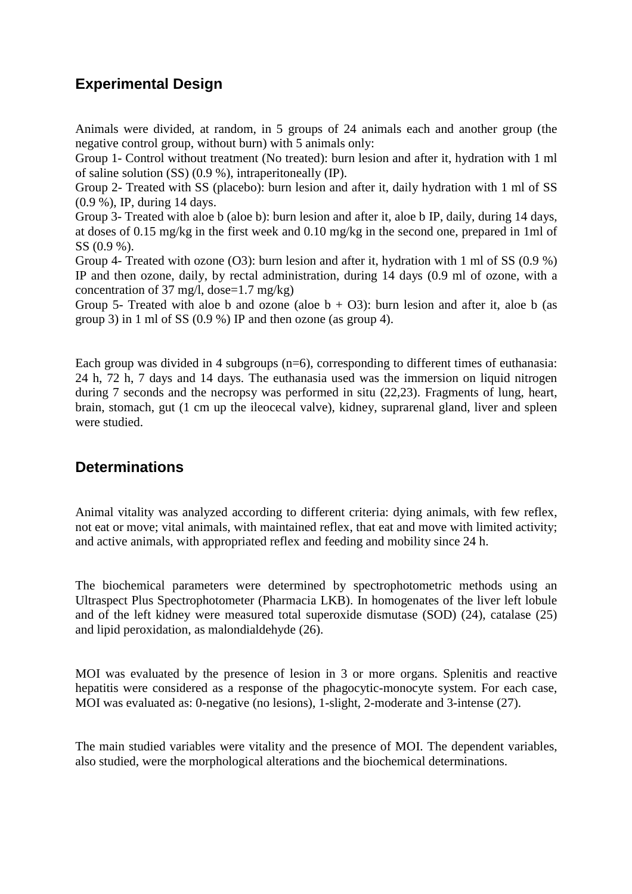## Experimental Design

Animals were divided, at random, in 5 groups of 24 animals each and another group (the negative control group, without burn) with 5 animals only:

Group 1- Control without treatment (No treated): burn lesion and after it, hydration with 1 ml of saline solution (SS) (0.9 %), intraperitoneally (IP).

Group 2- Treated with SS (placebo): burn lesion and after it, daily hydration with 1 ml of SS (0.9 %), IP, during 14 days.

Group 3- Treated with aloe b (aloe b): burn lesion and after it, aloe b IP, daily, during 14 days, at doses of 0.15 mg/kg in the first week and 0.10 mg/kg in the second one, prepared in 1ml of SS (0.9 %).

Group 4- Treated with ozone ($O_3$): burn lesion and after it, hydration with 1 ml of SS (0.9 %) IP and then ozone, daily, by rectal administration, during 14 days (0.9 ml of ozone, with a concentration of 37 mg/l, dose=1.7 mg/kg)

Group 5- Treated with aloe b and ozone (aloe b + $O_3$): burn lesion and after it, aloe b (as group 3) in 1 ml of SS (0.9 %) IP and then ozone (as group 4).

Each group was divided in 4 subgroups (n=6), corresponding to different times of euthanasia: 24 h, 72 h, 7 days and 14 days. The euthanasia used was the immersion on liquid nitrogen during 7 seconds and the necropsy was performed in situ (22,23). Fragments of lung, heart, brain, stomach, gut (1 cm up the ileocecal valve), kidney, suprarenal gland, liver and spleen were studied.

## Determinations

Animal vitality was analyzed according to different criteria: dying animals, with few reflex, not eat or move; vital animals, with maintained reflex, that eat and move with limited activity; and active animals, with appropriated reflex and feeding and mobility since 24 h.

The biochemical parameters were determined by spectrophotometric methods using an Ultraspect Plus Spectrophotometer (Pharmacia LKB). In homogenates of the liver left lobule and of the left kidney were measured total superoxide dismutase (SOD) (24), catalase (25) and lipid peroxidation, as malondialdehyde (26).

MOI was evaluated by the presence of lesion in 3 or more organs. Splenitis and reactive hepatitis were considered as a response of the phagocytic-monocyte system. For each case, MOI was evaluated as: 0-negative (no lesions), 1-slight, 2-moderate and 3-intense (27).

The main studied variables were vitality and the presence of MOI. The dependent variables, also studied, were the morphological alterations and the biochemical determinations.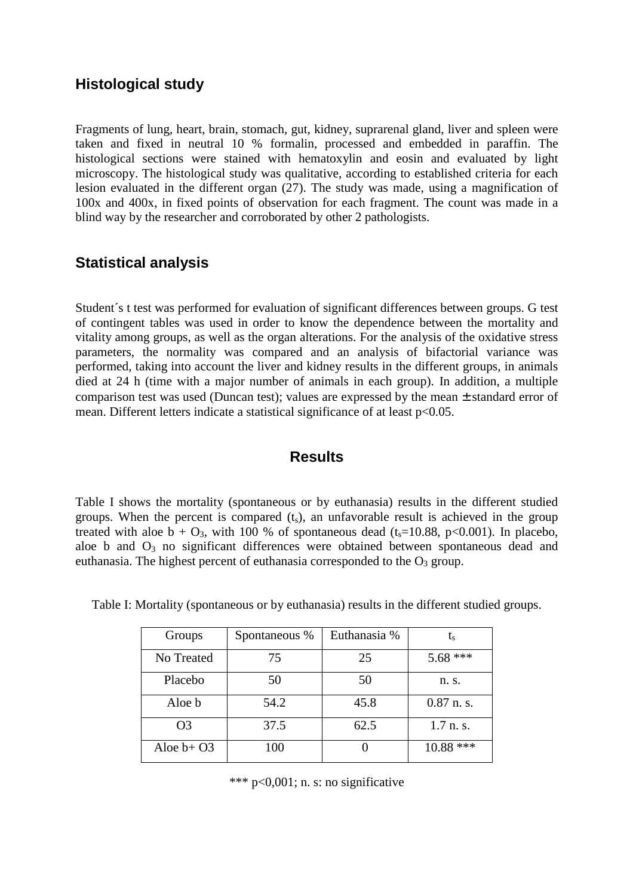## Histological study

Fragments of lung, heart, brain, stomach, gut, kidney, suprarenal gland, liver and spleen were taken and fixed in neutral 10 % formalin, processed and embedded in paraffin. The histological sections were stained with hematoxylin and eosin and evaluated by light microscopy. The histological study was qualitative, according to established criteria for each lesion evaluated in the different organ (27). The study was made, using a magnification of 100x and 400x, in fixed points of observation for each fragment. The count was made in a blind way by the researcher and corroborated by other 2 pathologists.

## Statistical analysis

Student´s t test was performed for evaluation of significant differences between groups. G test of contingent tables was used in order to know the dependence between the mortality and vitality among groups, as well as the organ alterations. For the analysis of the oxidative stress parameters, the normality was compared and an analysis of bifactorial variance was performed, taking into account the liver and kidney results in the different groups, in animals died at 24 h (time with a major number of animals in each group). In addition, a multiple comparison test was used (Duncan test); values are expressed by the mean ± standard error of mean. Different letters indicate a statistical significance of at least $p<0.05$.

# Results

Table I shows the mortality (spontaneous or by euthanasia) results in the different studied groups. When the percent is compared ($t_s$), an unfavorable result is achieved in the group treated with aloe b + $O_3$, with 100 % of spontaneous dead ($t_s=10.88$, $p<0.001$). In placebo, aloe b and $O_3$ no significant differences were obtained between spontaneous dead and euthanasia. The highest percent of euthanasia corresponded to the $O_3$ group.

Table I: Mortality (spontaneous or by euthanasia) results in the different studied groups.

| Groups | Spontaneous % | Euthanasia % | $t_s$ |
|---|---|---|---|
| No Treated | 75 | 25 | 5.68 *** |
| Placebo | 50 | 50 | n. s. |
| Aloe b | 54.2 | 45.8 | 0.87 n. s. |
| O3 | 37.5 | 62.5 | 1.7 n. s. |
| Aloe b+ O3 | 100 | 0 | 10.88 *** |

*** p<0,001; n. s: no significative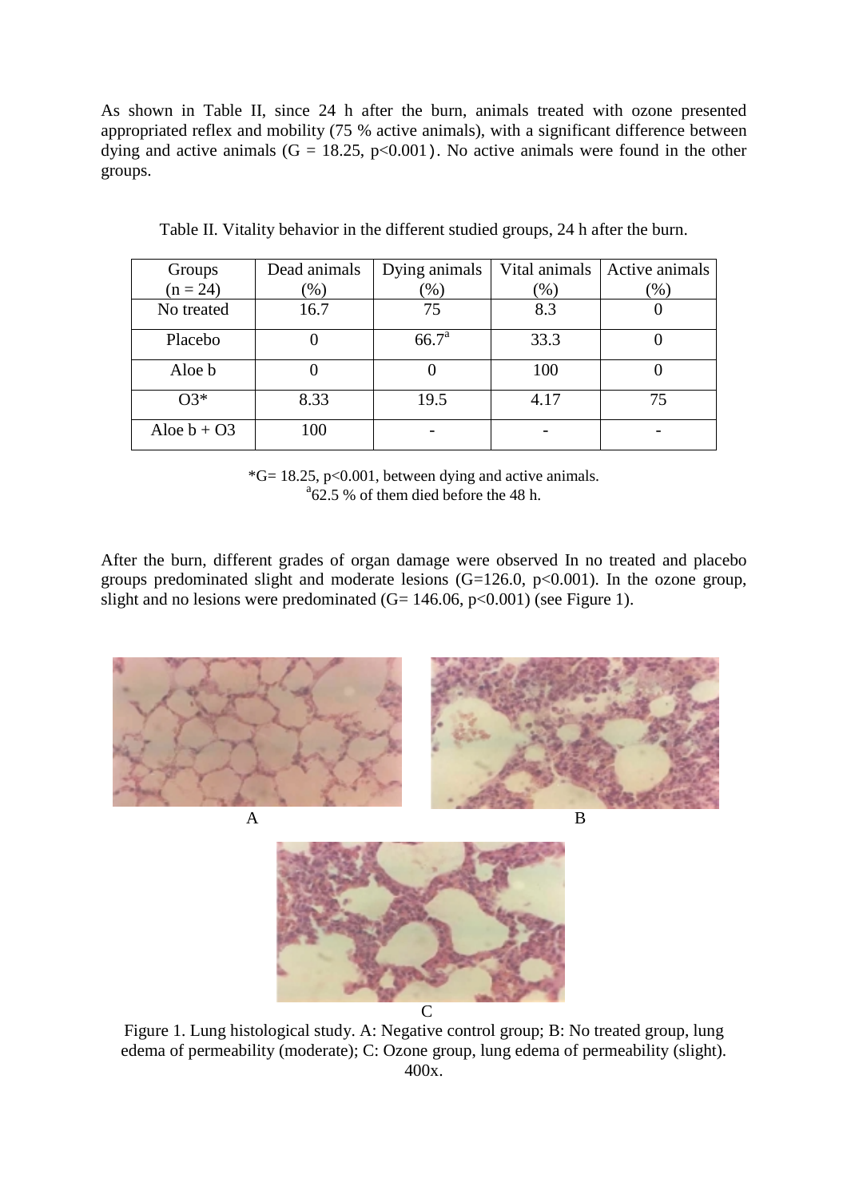As shown in Table II, since 24 h after the burn, animals treated with ozone presented appropriated reflex and mobility (75 % active animals), with a significant difference between dying and active animals ($G = 18.25$, $p<0.001$). No active animals were found in the other groups.

Table II. Vitality behavior in the different studied groups, 24 h after the burn.

| Groups (n = 24) | Dead animals (%) | Dying animals (%) | Vital animals (%) | Active animals (%) |
|---|---|---|---|---|
| No treated | 16.7 | 75 | 8.3 | 0 |
| Placebo | 0 | 66.7[a] | 33.3 | 0 |
| Aloe b | 0 | 0 | 100 | 0 |
| O3* | 8.33 | 19.5 | 4.17 | 75 |
| Aloe b + O3 | 100 | - | - | - |

*$G= 18.25$, $p<0.001$, between dying and active animals.
[a]62.5 % of them died before the 48 h.

After the burn, different grades of organ damage were observed In no treated and placebo groups predominated slight and moderate lesions ($G=126.0$, $p<0.001$). In the ozone group, slight and no lesions were predominated ($G= 146.06$, $p<0.001$) (see Figure 1).

Figure 1. Lung histological study. A: Negative control group; B: No treated group, lung edema of permeability (moderate); C: Ozone group, lung edema of permeability (slight). 400x.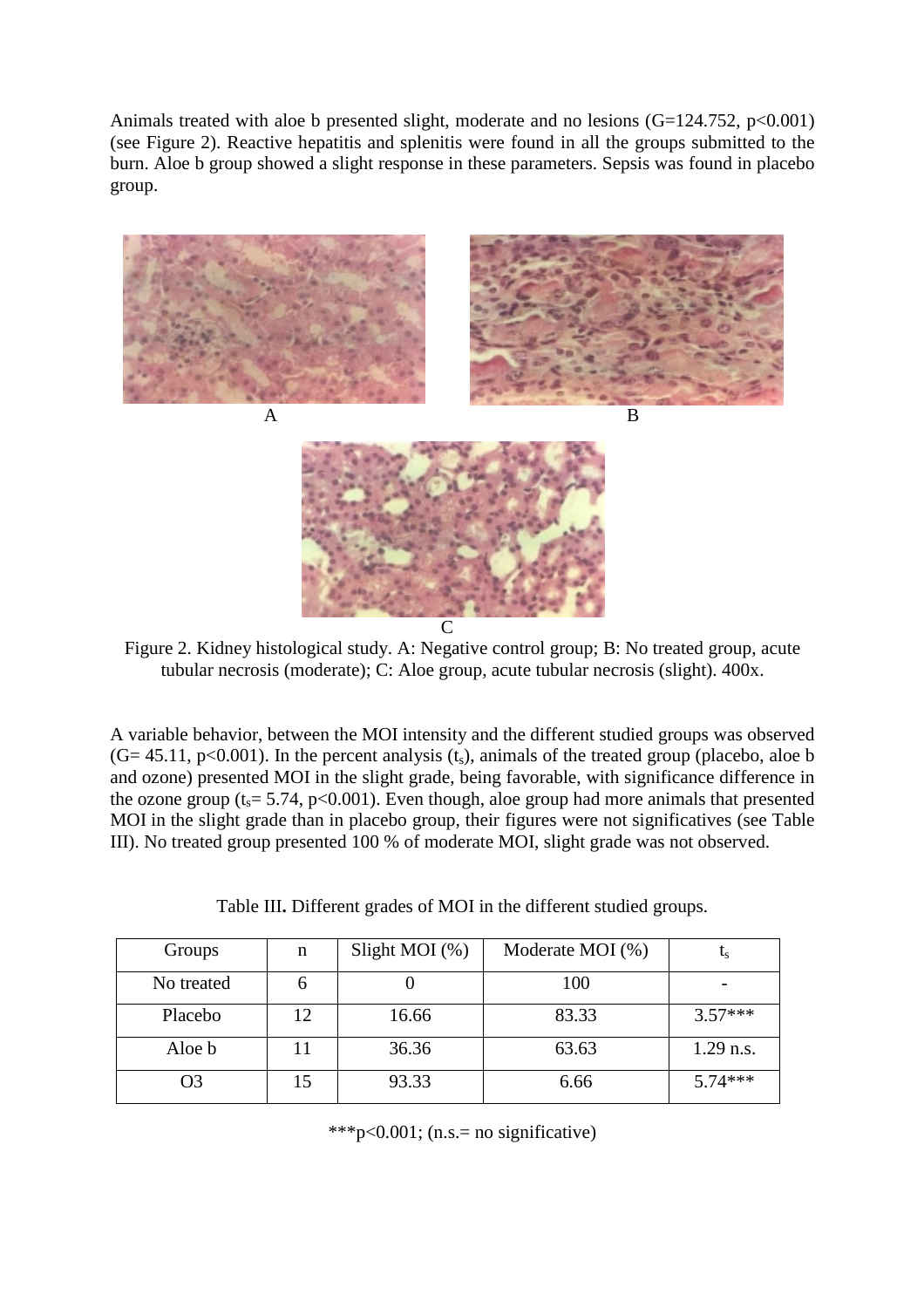Animals treated with aloe b presented slight, moderate and no lesions (G=124.752, $p<0.001$) (see Figure 2). Reactive hepatitis and splenitis were found in all the groups submitted to the burn. Aloe b group showed a slight response in these parameters. Sepsis was found in placebo group.

A

B

C

Figure 2. Kidney histological study. A: Negative control group; B: No treated group, acute tubular necrosis (moderate); C: Aloe group, acute tubular necrosis (slight). 400x.

A variable behavior, between the MOI intensity and the different studied groups was observed (G= 45.11, $p<0.001$). In the percent analysis ($t_s$), animals of the treated group (placebo, aloe b and ozone) presented MOI in the slight grade, being favorable, with significance difference in the ozone group ($t_s$= 5.74, $p<0.001$). Even though, aloe group had more animals that presented MOI in the slight grade than in placebo group, their figures were not significatives (see Table III). No treated group presented 100 % of moderate MOI, slight grade was not observed.

Table III**.** Different grades of MOI in the different studied groups.

| Groups | n | Slight MOI (%) | Moderate MOI (%) | $t_s$ |
|---|---|---|---|---|
| No treated | 6 | 0 | 100 | - |
| Placebo | 12 | 16.66 | 83.33 | 3.57*** |
| Aloe b | 11 | 36.36 | 63.63 | 1.29 n.s. |
| O3 | 15 | 93.33 | 6.66 | 5.74*** |

***$p<0.001$; (n.s.= no significative)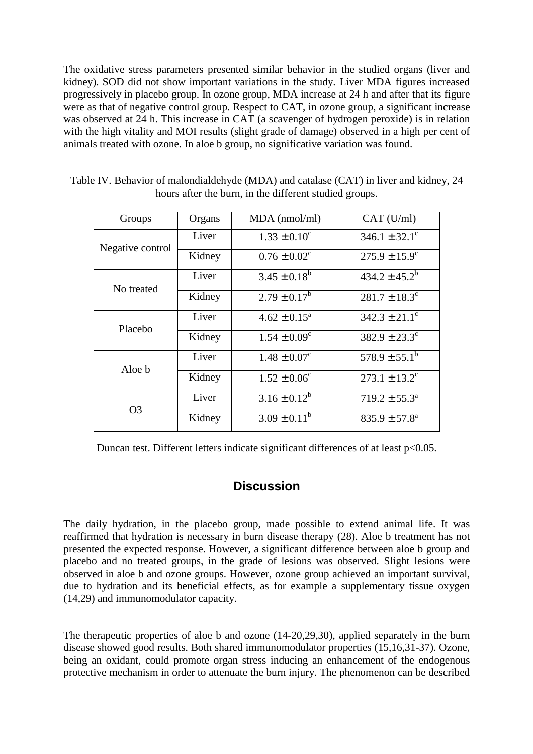The oxidative stress parameters presented similar behavior in the studied organs (liver and kidney). SOD did not show important variations in the study. Liver MDA figures increased progressively in placebo group. In ozone group, MDA increase at 24 h and after that its figure were as that of negative control group. Respect to CAT, in ozone group, a significant increase was observed at 24 h. This increase in CAT (a scavenger of hydrogen peroxide) is in relation with the high vitality and MOI results (slight grade of damage) observed in a high per cent of animals treated with ozone. In aloe b group, no significative variation was found.

Table IV. Behavior of malondialdehyde (MDA) and catalase (CAT) in liver and kidney, 24 hours after the burn, in the different studied groups.

| Groups | Organs | MDA (nmol/ml) | CAT (U/ml) |
|---|---|---|---|
| Negative control | Liver | $1.33 \pm 0.10^{c}$ | $346.1 \pm 32.1^{c}$ |
| | Kidney | $0.76 \pm 0.02^{c}$ | $275.9 \pm 15.9^{c}$ |
| No treated | Liver | $3.45 \pm 0.18^{b}$ | $434.2 \pm 45.2^{b}$ |
| | Kidney | $2.79 \pm 0.17^{b}$ | $281.7 \pm 18.3^{c}$ |
| Placebo | Liver | $4.62 \pm 0.15^{a}$ | $342.3 \pm 21.1^{c}$ |
| | Kidney | $1.54 \pm 0.09^{c}$ | $382.9 \pm 23.3^{c}$ |
| Aloe b | Liver | $1.48 \pm 0.07^{c}$ | $578.9 \pm 55.1^{b}$ |
| | Kidney | $1.52 \pm 0.06^{c}$ | $273.1 \pm 13.2^{c}$ |
| O3 | Liver | $3.16 \pm 0.12^{b}$ | $719.2 \pm 55.3^{a}$ |
| | Kidney | $3.09 \pm 0.11^{b}$ | $835.9 \pm 57.8^{a}$ |

Duncan test. Different letters indicate significant differences of at least $p<0.05$.

## Discussion

The daily hydration, in the placebo group, made possible to extend animal life. It was reaffirmed that hydration is necessary in burn disease therapy (28). Aloe b treatment has not presented the expected response. However, a significant difference between aloe b group and placebo and no treated groups, in the grade of lesions was observed. Slight lesions were observed in aloe b and ozone groups. However, ozone group achieved an important survival, due to hydration and its beneficial effects, as for example a supplementary tissue oxygen (14,29) and immunomodulator capacity.

The therapeutic properties of aloe b and ozone (14-20,29,30), applied separately in the burn disease showed good results. Both shared immunomodulator properties (15,16,31-37). Ozone, being an oxidant, could promote organ stress inducing an enhancement of the endogenous protective mechanism in order to attenuate the burn injury. The phenomenon can be described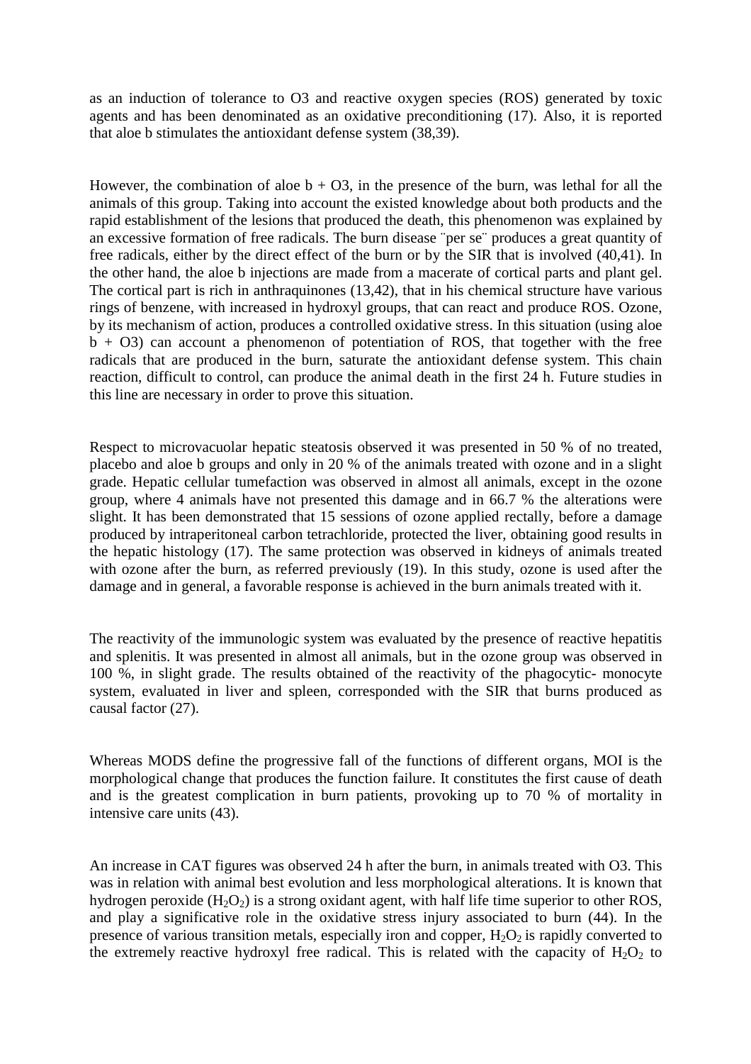as an induction of tolerance to O3 and reactive oxygen species (ROS) generated by toxic agents and has been denominated as an oxidative preconditioning (17). Also, it is reported that aloe b stimulates the antioxidant defense system (38,39).

However, the combination of aloe b + O3, in the presence of the burn, was lethal for all the animals of this group. Taking into account the existed knowledge about both products and the rapid establishment of the lesions that produced the death, this phenomenon was explained by an excessive formation of free radicals. The burn disease ¨per se¨ produces a great quantity of free radicals, either by the direct effect of the burn or by the SIR that is involved (40,41). In the other hand, the aloe b injections are made from a macerate of cortical parts and plant gel. The cortical part is rich in anthraquinones (13,42), that in his chemical structure have various rings of benzene, with increased in hydroxyl groups, that can react and produce ROS. Ozone, by its mechanism of action, produces a controlled oxidative stress. In this situation (using aloe b + O3) can account a phenomenon of potentiation of ROS, that together with the free radicals that are produced in the burn, saturate the antioxidant defense system. This chain reaction, difficult to control, can produce the animal death in the first 24 h. Future studies in this line are necessary in order to prove this situation.

Respect to microvacuolar hepatic steatosis observed it was presented in 50 % of no treated, placebo and aloe b groups and only in 20 % of the animals treated with ozone and in a slight grade. Hepatic cellular tumefaction was observed in almost all animals, except in the ozone group, where 4 animals have not presented this damage and in 66.7 % the alterations were slight. It has been demonstrated that 15 sessions of ozone applied rectally, before a damage produced by intraperitoneal carbon tetrachloride, protected the liver, obtaining good results in the hepatic histology (17). The same protection was observed in kidneys of animals treated with ozone after the burn, as referred previously (19). In this study, ozone is used after the damage and in general, a favorable response is achieved in the burn animals treated with it.

The reactivity of the immunologic system was evaluated by the presence of reactive hepatitis and splenitis. It was presented in almost all animals, but in the ozone group was observed in 100 %, in slight grade. The results obtained of the reactivity of the phagocytic- monocyte system, evaluated in liver and spleen, corresponded with the SIR that burns produced as causal factor (27).

Whereas MODS define the progressive fall of the functions of different organs, MOI is the morphological change that produces the function failure. It constitutes the first cause of death and is the greatest complication in burn patients, provoking up to 70 % of mortality in intensive care units (43).

An increase in CAT figures was observed 24 h after the burn, in animals treated with O3. This was in relation with animal best evolution and less morphological alterations. It is known that hydrogen peroxide ($H_2O_2$) is a strong oxidant agent, with half life time superior to other ROS, and play a significative role in the oxidative stress injury associated to burn (44). In the presence of various transition metals, especially iron and copper, $H_2O_2$ is rapidly converted to the extremely reactive hydroxyl free radical. This is related with the capacity of $H_2O_2$ to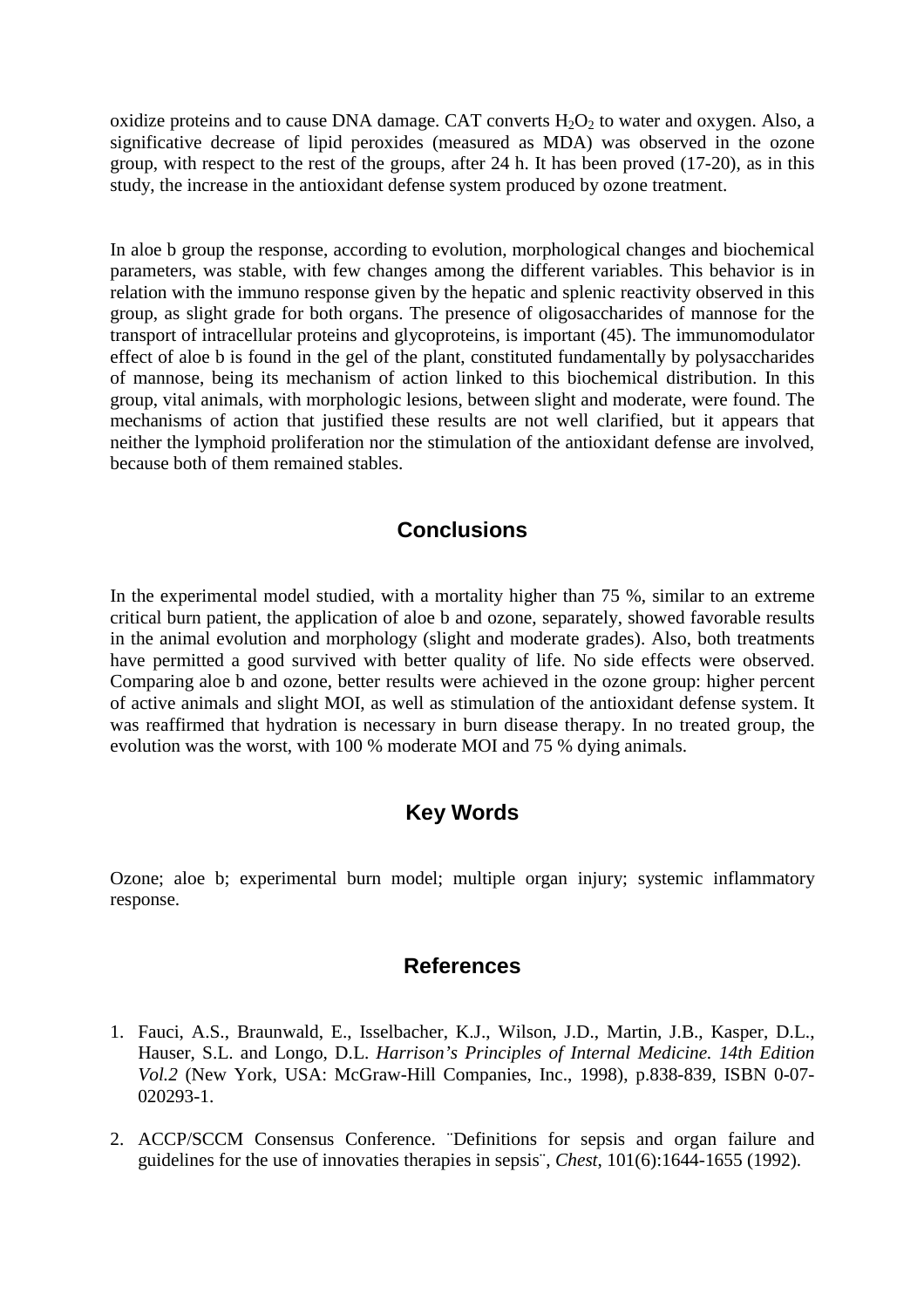oxidize proteins and to cause DNA damage. CAT converts $H_2O_2$ to water and oxygen. Also, a significative decrease of lipid peroxides (measured as MDA) was observed in the ozone group, with respect to the rest of the groups, after 24 h. It has been proved (17-20), as in this study, the increase in the antioxidant defense system produced by ozone treatment.

In aloe b group the response, according to evolution, morphological changes and biochemical parameters, was stable, with few changes among the different variables. This behavior is in relation with the immuno response given by the hepatic and splenic reactivity observed in this group, as slight grade for both organs. The presence of oligosaccharides of mannose for the transport of intracellular proteins and glycoproteins, is important (45). The immunomodulator effect of aloe b is found in the gel of the plant, constituted fundamentally by polysaccharides of mannose, being its mechanism of action linked to this biochemical distribution. In this group, vital animals, with morphologic lesions, between slight and moderate, were found. The mechanisms of action that justified these results are not well clarified, but it appears that neither the lymphoid proliferation nor the stimulation of the antioxidant defense are involved, because both of them remained stables.

## Conclusions

In the experimental model studied, with a mortality higher than 75 %, similar to an extreme critical burn patient, the application of aloe b and ozone, separately, showed favorable results in the animal evolution and morphology (slight and moderate grades). Also, both treatments have permitted a good survived with better quality of life. No side effects were observed. Comparing aloe b and ozone, better results were achieved in the ozone group: higher percent of active animals and slight MOI, as well as stimulation of the antioxidant defense system. It was reaffirmed that hydration is necessary in burn disease therapy. In no treated group, the evolution was the worst, with 100 % moderate MOI and 75 % dying animals.

## Key Words

Ozone; aloe b; experimental burn model; multiple organ injury; systemic inflammatory response.

## References

1. Fauci, A.S., Braunwald, E., Isselbacher, K.J., Wilson, J.D., Martin, J.B., Kasper, D.L., Hauser, S.L. and Longo, D.L. *Harrison's Principles of Internal Medicine. 14th Edition Vol.2* (New York, USA: McGraw-Hill Companies, Inc., 1998), p.838-839, ISBN 0-07-020293-1.

2. ACCP/SCCM Consensus Conference. ¨Definitions for sepsis and organ failure and guidelines for the use of innovaties therapies in sepsis¨, *Chest*, 101(6):1644-1655 (1992).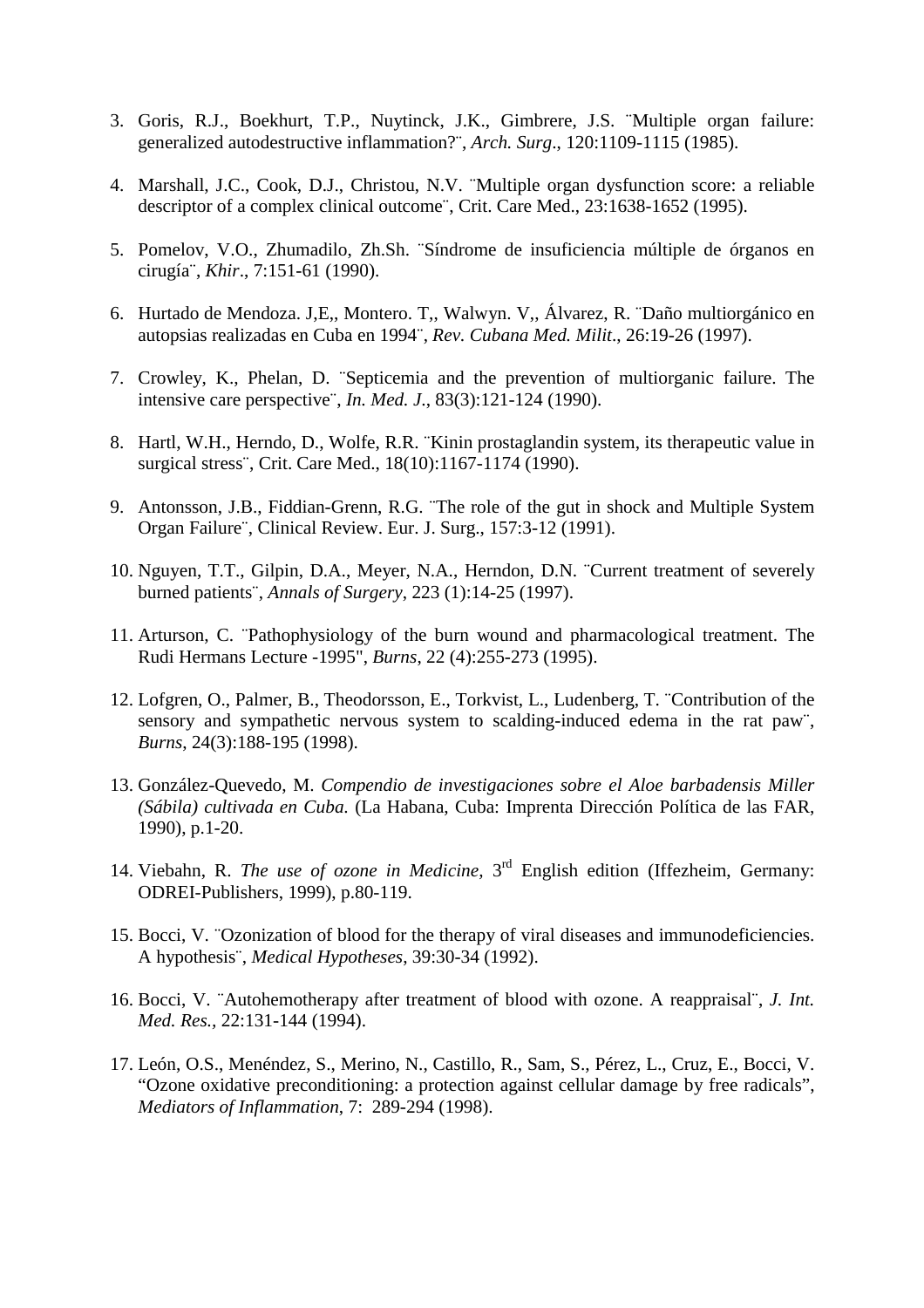3. Goris, R.J., Boekhurt, T.P., Nuytinck, J.K., Gimbrere, J.S. ¨Multiple organ failure: generalized autodestructive inflammation?¨, *Arch. Surg*., 120:1109-1115 (1985).

4. Marshall, J.C., Cook, D.J., Christou, N.V. ¨Multiple organ dysfunction score: a reliable descriptor of a complex clinical outcome¨, Crit. Care Med., 23:1638-1652 (1995).

5. Pomelov, V.O., Zhumadilo, Zh.Sh. ¨Síndrome de insuficiencia múltiple de órganos en cirugía¨, *Khir*., 7:151-61 (1990).

6. Hurtado de Mendoza. J,E,, Montero. T,, Walwyn. V,, Álvarez, R. ¨Daño multiorgánico en autopsias realizadas en Cuba en 1994¨, *Rev. Cubana Med. Milit*., 26:19-26 (1997).

7. Crowley, K., Phelan, D. ¨Septicemia and the prevention of multiorganic failure. The intensive care perspective¨, *In. Med. J.*, 83(3):121-124 (1990).

8. Hartl, W.H., Herndo, D., Wolfe, R.R. ¨Kinin prostaglandin system, its therapeutic value in surgical stress¨, Crit. Care Med., 18(10):1167-1174 (1990).

9. Antonsson, J.B., Fiddian-Grenn, R.G. ¨The role of the gut in shock and Multiple System Organ Failure¨, Clinical Review. Eur. J. Surg., 157:3-12 (1991).

10. Nguyen, T.T., Gilpin, D.A., Meyer, N.A., Herndon, D.N. ¨Current treatment of severely burned patients¨, *Annals of Surgery*, 223 (1):14-25 (1997).

11. Arturson, C. ¨Pathophysiology of the burn wound and pharmacological treatment. The Rudi Hermans Lecture -1995", *Burns*, 22 (4):255-273 (1995).

12. Lofgren, O., Palmer, B., Theodorsson, E., Torkvist, L., Ludenberg, T. ¨Contribution of the sensory and sympathetic nervous system to scalding-induced edema in the rat paw¨, *Burns*, 24(3):188-195 (1998).

13. González-Quevedo, M. *Compendio de investigaciones sobre el Aloe barbadensis Miller (Sábila) cultivada en Cuba.* (La Habana, Cuba: Imprenta Dirección Política de las FAR, 1990), p.1-20.

14. Viebahn, R. *The use of ozone in Medicine*, 3rd English edition (Iffezheim, Germany: ODREI-Publishers, 1999), p.80-119.

15. Bocci, V. ¨Ozonization of blood for the therapy of viral diseases and immunodeficiencies. A hypothesis¨, *Medical Hypotheses*, 39:30-34 (1992).

16. Bocci, V. ¨Autohemotherapy after treatment of blood with ozone. A reappraisal¨, *J. Int. Med. Res.*, 22:131-144 (1994).

17. León, O.S., Menéndez, S., Merino, N., Castillo, R., Sam, S., Pérez, L., Cruz, E., Bocci, V. "Ozone oxidative preconditioning: a protection against cellular damage by free radicals", *Mediators of Inflammation*, 7: 289-294 (1998).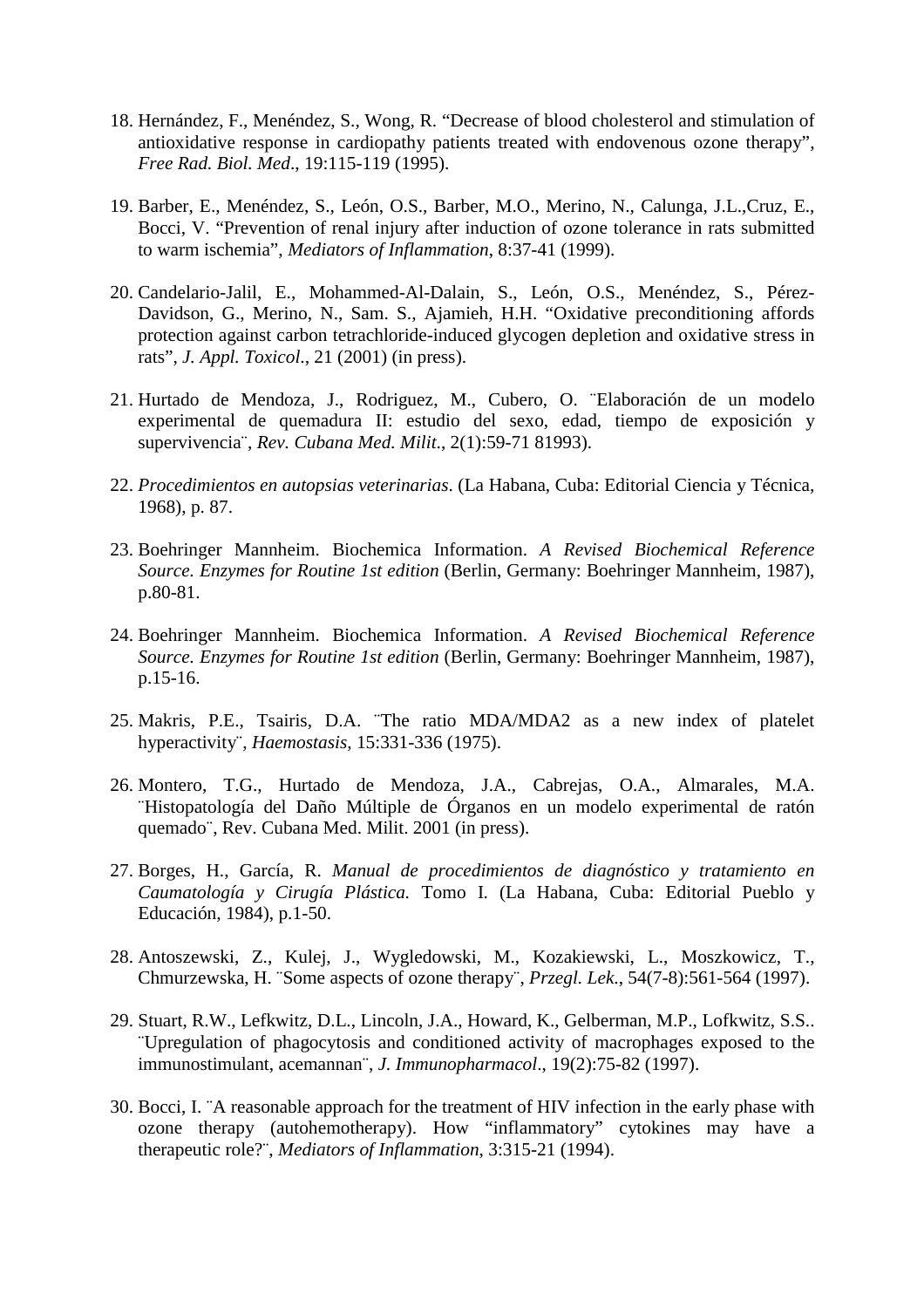18. Hernández, F., Menéndez, S., Wong, R. "Decrease of blood cholesterol and stimulation of antioxidative response in cardiopathy patients treated with endovenous ozone therapy", *Free Rad. Biol. Med*., 19:115-119 (1995).

19. Barber, E., Menéndez, S., León, O.S., Barber, M.O., Merino, N., Calunga, J.L.,Cruz, E., Bocci, V. "Prevention of renal injury after induction of ozone tolerance in rats submitted to warm ischemia", *Mediators of Inflammation*, 8:37-41 (1999).

20. Candelario-Jalil, E., Mohammed-Al-Dalain, S., León, O.S., Menéndez, S., Pérez-Davidson, G., Merino, N., Sam. S., Ajamieh, H.H. "Oxidative preconditioning affords protection against carbon tetrachloride-induced glycogen depletion and oxidative stress in rats", *J. Appl. Toxicol*., 21 (2001) (in press).

21. Hurtado de Mendoza, J., Rodriguez, M., Cubero, O. ¨Elaboración de un modelo experimental de quemadura II: estudio del sexo, edad, tiempo de exposición y supervivencia¨, *Rev. Cubana Med. Milit*., 2(1):59-71 81993).

22. *Procedimientos en autopsias veterinarias*. (La Habana, Cuba: Editorial Ciencia y Técnica, 1968), p. 87.

23. Boehringer Mannheim. Biochemica Information. *A Revised Biochemical Reference Source. Enzymes for Routine 1st edition* (Berlin, Germany: Boehringer Mannheim, 1987), p.80-81.

24. Boehringer Mannheim. Biochemica Information. *A Revised Biochemical Reference Source. Enzymes for Routine 1st edition* (Berlin, Germany: Boehringer Mannheim, 1987), p.15-16.

25. Makris, P.E., Tsairis, D.A. ¨The ratio MDA/MDA2 as a new index of platelet hyperactivity¨, *Haemostasis*, 15:331-336 (1975).

26. Montero, T.G., Hurtado de Mendoza, J.A., Cabrejas, O.A., Almarales, M.A. ¨Histopatología del Daño Múltiple de Órganos en un modelo experimental de ratón quemado¨, Rev. Cubana Med. Milit. 2001 (in press).

27. Borges, H., García, R. *Manual de procedimientos de diagnóstico y tratamiento en Caumatología y Cirugía Plástica.* Tomo I. (La Habana, Cuba: Editorial Pueblo y Educación, 1984), p.1-50.

28. Antoszewski, Z., Kulej, J., Wygledowski, M., Kozakiewski, L., Moszkowicz, T., Chmurzewska, H. ¨Some aspects of ozone therapy¨, *Przegl. Lek*., 54(7-8):561-564 (1997).

29. Stuart, R.W., Lefkwitz, D.L., Lincoln, J.A., Howard, K., Gelberman, M.P., Lofkwitz, S.S.. ¨Upregulation of phagocytosis and conditioned activity of macrophages exposed to the immunostimulant, acemannan¨, *J. Immunopharmacol*., 19(2):75-82 (1997).

30. Bocci, I. ¨A reasonable approach for the treatment of HIV infection in the early phase with ozone therapy (autohemotherapy). How "inflammatory" cytokines may have a therapeutic role?¨, *Mediators of Inflammation*, 3:315-21 (1994).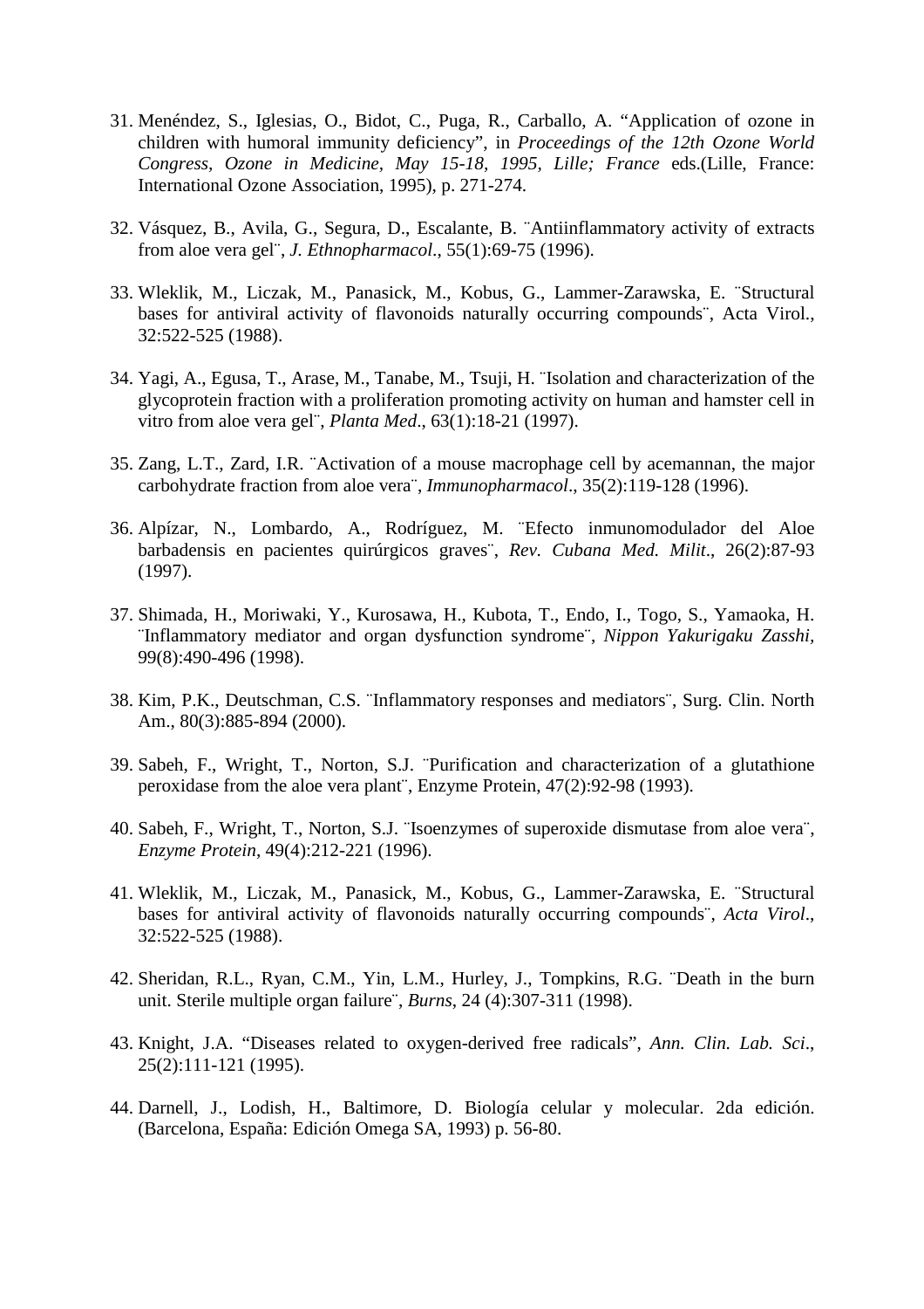31. Menéndez, S., Iglesias, O., Bidot, C., Puga, R., Carballo, A. “Application of ozone in children with humoral immunity deficiency”, in *Proceedings of the 12th Ozone World Congress, Ozone in Medicine, May 15-18, 1995, Lille; France* eds.(Lille, France: International Ozone Association, 1995), p. 271-274.

32. Vásquez, B., Avila, G., Segura, D., Escalante, B. ¨Antiinflammatory activity of extracts from aloe vera gel¨, *J. Ethnopharmacol*., 55(1):69-75 (1996).

33. Wleklik, M., Liczak, M., Panasick, M., Kobus, G., Lammer-Zarawska, E. ¨Structural bases for antiviral activity of flavonoids naturally occurring compounds¨, Acta Virol., 32:522-525 (1988).

34. Yagi, A., Egusa, T., Arase, M., Tanabe, M., Tsuji, H. ¨Isolation and characterization of the glycoprotein fraction with a proliferation promoting activity on human and hamster cell in vitro from aloe vera gel¨, *Planta Med*., 63(1):18-21 (1997).

35. Zang, L.T., Zard, I.R. ¨Activation of a mouse macrophage cell by acemannan, the major carbohydrate fraction from aloe vera¨, *Immunopharmacol*., 35(2):119-128 (1996).

36. Alpízar, N., Lombardo, A., Rodríguez, M. ¨Efecto inmunomodulador del Aloe barbadensis en pacientes quirúrgicos graves¨, *Rev. Cubana Med. Milit*., 26(2):87-93 (1997).

37. Shimada, H., Moriwaki, Y., Kurosawa, H., Kubota, T., Endo, I., Togo, S., Yamaoka, H. ¨Inflammatory mediator and organ dysfunction syndrome¨, *Nippon Yakurigaku Zasshi*, 99(8):490-496 (1998).

38. Kim, P.K., Deutschman, C.S. ¨Inflammatory responses and mediators¨, Surg. Clin. North Am., 80(3):885-894 (2000).

39. Sabeh, F., Wright, T., Norton, S.J. ¨Purification and characterization of a glutathione peroxidase from the aloe vera plant¨, Enzyme Protein, 47(2):92-98 (1993).

40. Sabeh, F., Wright, T., Norton, S.J. ¨Isoenzymes of superoxide dismutase from aloe vera¨, *Enzyme Protein*, 49(4):212-221 (1996).

41. Wleklik, M., Liczak, M., Panasick, M., Kobus, G., Lammer-Zarawska, E. ¨Structural bases for antiviral activity of flavonoids naturally occurring compounds¨, *Acta Virol*., 32:522-525 (1988).

42. Sheridan, R.L., Ryan, C.M., Yin, L.M., Hurley, J., Tompkins, R.G. ¨Death in the burn unit. Sterile multiple organ failure¨, *Burns*, 24 (4):307-311 (1998).

43. Knight, J.A. “Diseases related to oxygen-derived free radicals”, *Ann. Clin. Lab. Sci*., 25(2):111-121 (1995).

44. Darnell, J., Lodish, H., Baltimore, D. Biología celular y molecular. 2da edición. (Barcelona, España: Edición Omega SA, 1993) p. 56-80.